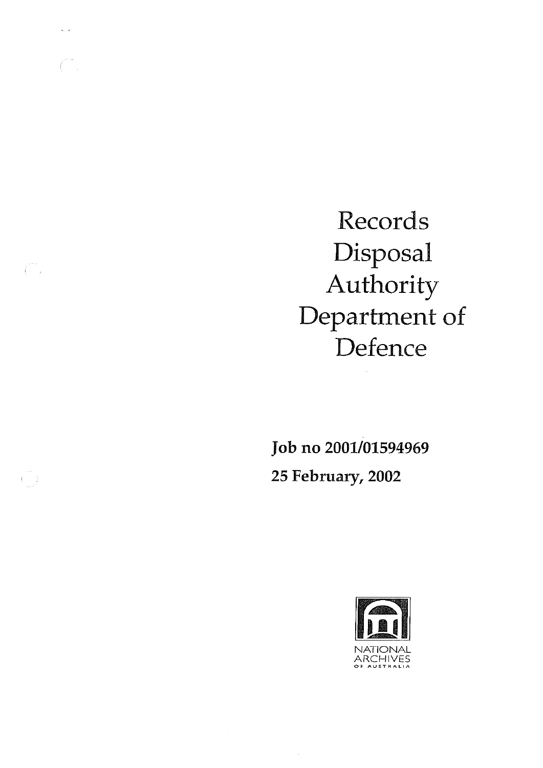# Records Disposal Authority Department of Defence

**Job no 2001/01594969**

**25 February, 2002**

NATIONAL ARCHIVES OF AUSTRALIA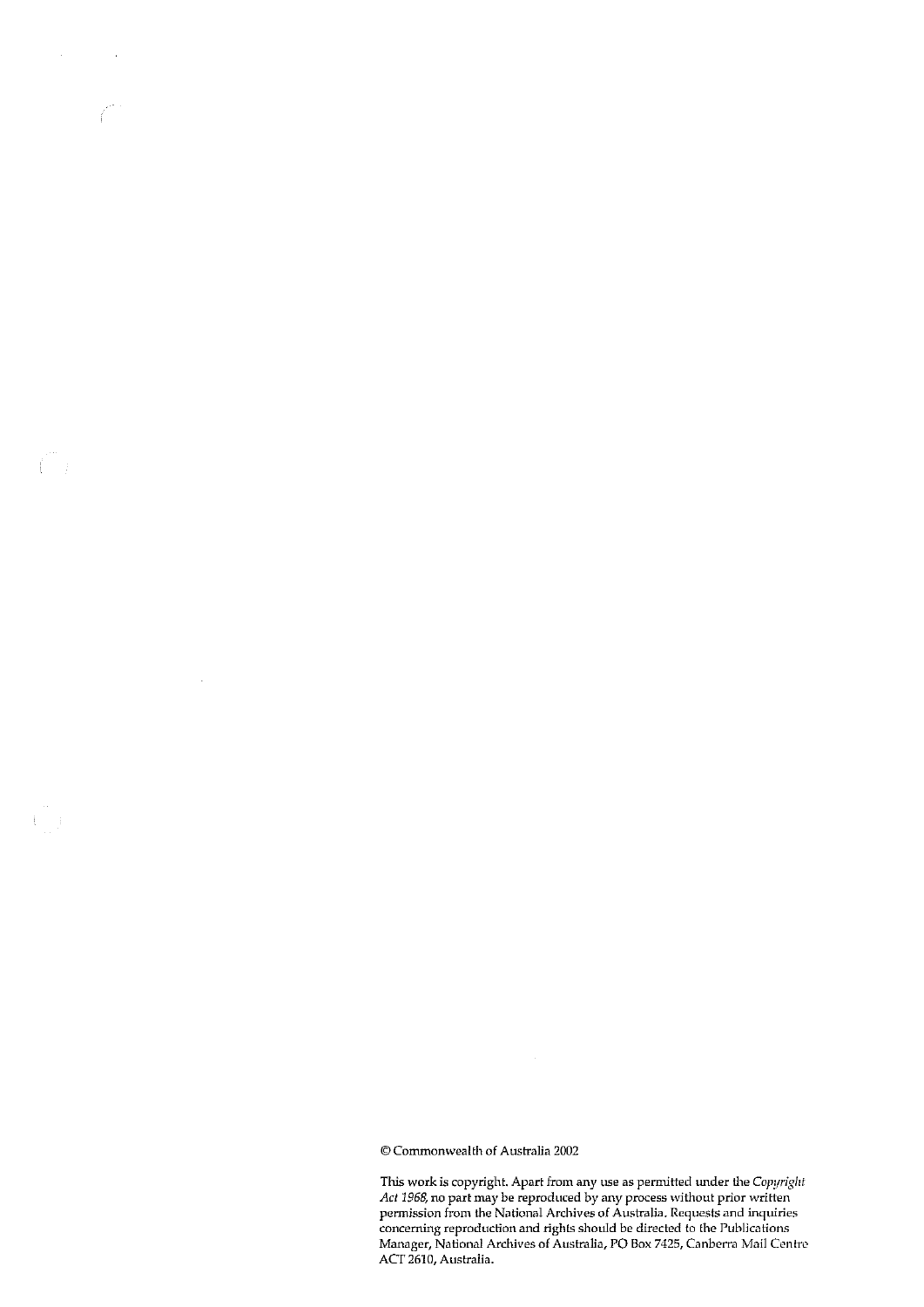© Commonwealth of Australia 2002

This work is copyright. Apart from any use as permitted under the *Copyright Act 1968*, no part may be reproduced by any process without prior written permission from the National Archives of Australia. Requests and inquiries concerning reproduction and rights should be directed to the Publications Manager, National Archives of Australia, PO Box 7425, Canberra Mail Centre ACT 2610, Australia.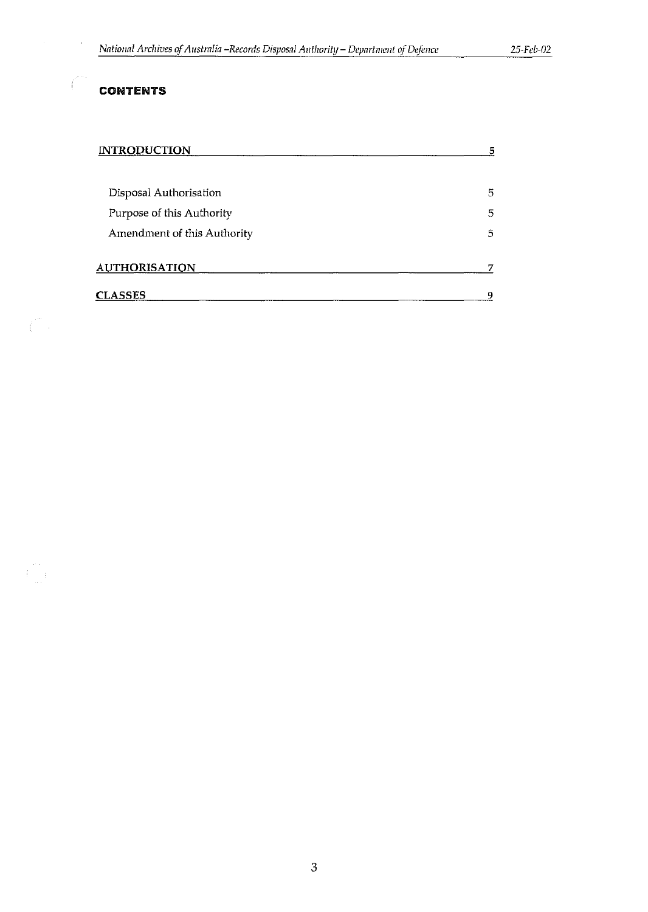## CONTENTS

| | |
|---|---|
| **INTRODUCTION** | **5** |
| Disposal Authorisation | 5 |
| Purpose of this Authority | 5 |
| Amendment of this Authority | 5 |
| **AUTHORISATION** | **7** |
| **CLASSES** | **9** |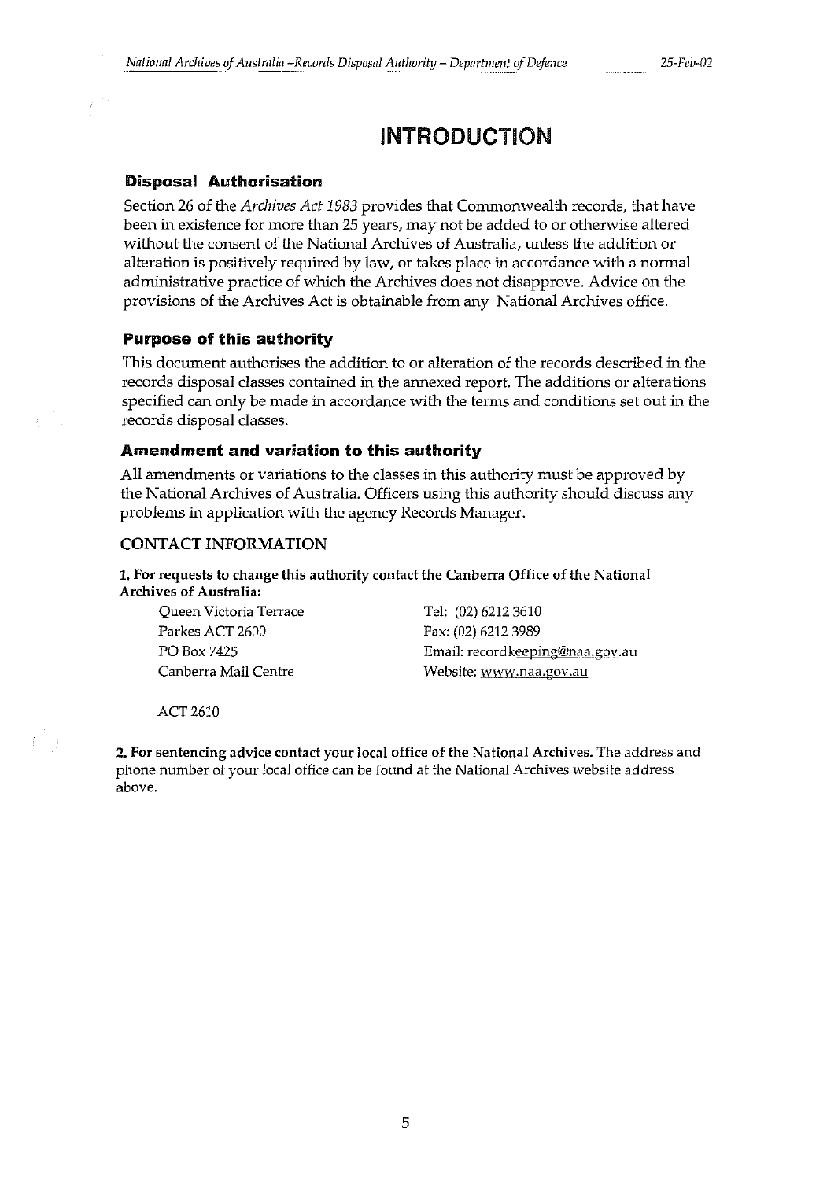# INTRODUCTION

### Disposal Authorisation

Section 26 of the *Archives Act 1983* provides that Commonwealth records, that have been in existence for more than 25 years, may not be added to or otherwise altered without the consent of the National Archives of Australia, unless the addition or alteration is positively required by law, or takes place in accordance with a normal administrative practice of which the Archives does not disapprove. Advice on the provisions of the Archives Act is obtainable from any National Archives office.

### Purpose of this authority

This document authorises the addition to or alteration of the records described in the records disposal classes contained in the annexed report. The additions or alterations specified can only be made in accordance with the terms and conditions set out in the records disposal classes.

### Amendment and variation to this authority

All amendments or variations to the classes in this authority must be approved by the National Archives of Australia. Officers using this authority should discuss any problems in application with the agency Records Manager.

CONTACT INFORMATION

**1. For requests to change this authority contact the Canberra Office of the National Archives of Australia:**

Queen Victoria Terrace
Parkes ACT 2600
PO Box 7425
Canberra Mail Centre

ACT 2610

Tel: (02) 6212 3610
Fax: (02) 6212 3989
Email: recordkeeping@naa.gov.au
Website: www.naa.gov.au

**2. For sentencing advice contact your local office of the National Archives.** The address and phone number of your local office can be found at the National Archives website address above.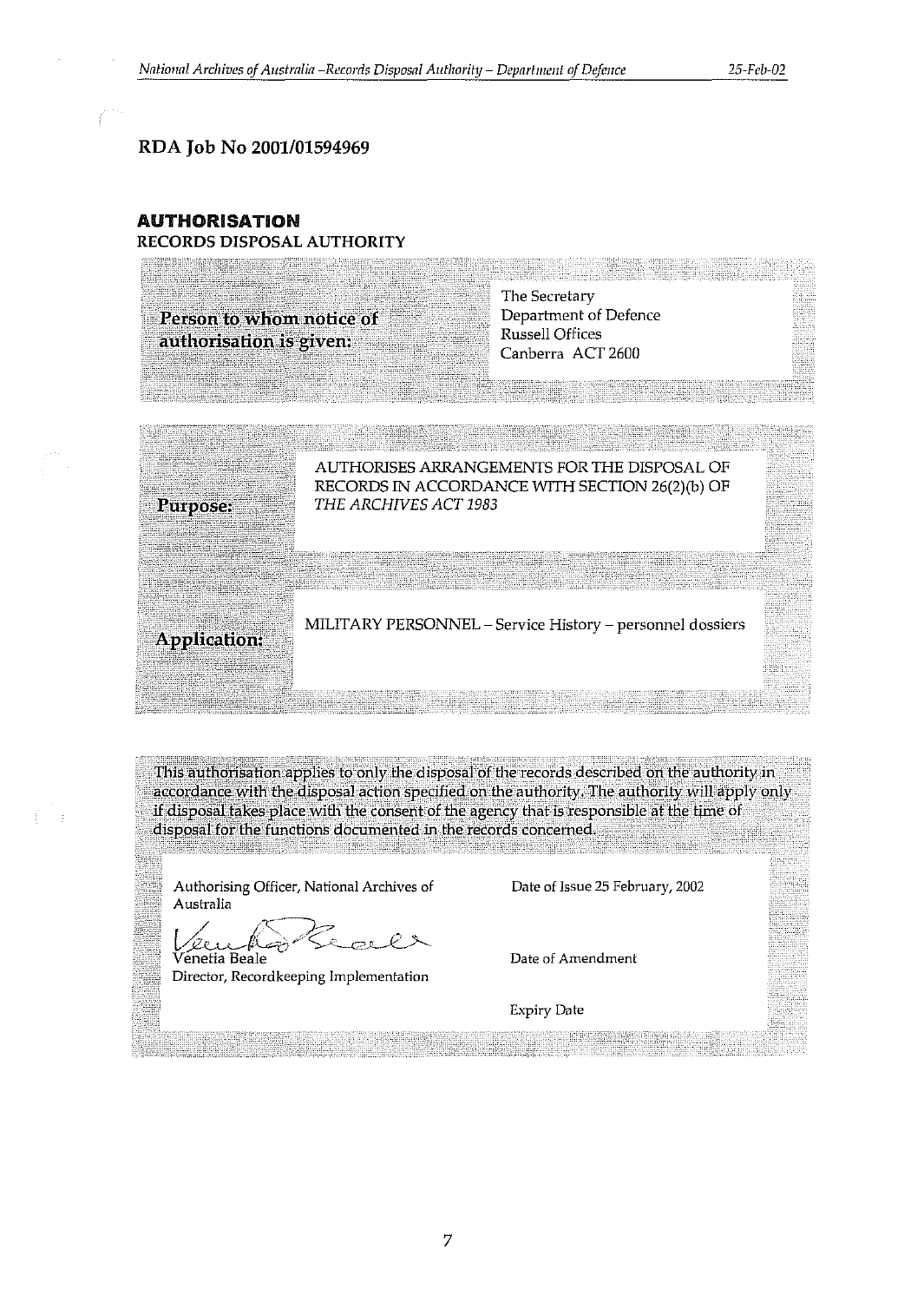**RDA Job No 2001/01594969**

## AUTHORISATION

**RECORDS DISPOSAL AUTHORITY**

| | |
|---|---|
| **Person to whom notice of authorisation is given:** | The Secretary<br>Department of Defence<br>Russell Offices<br>Canberra ACT 2600 |

| | |
|---|---|
| **Purpose:** | AUTHORISES ARRANGEMENTS FOR THE DISPOSAL OF RECORDS IN ACCORDANCE WITH SECTION 26(2)(b) OF *THE ARCHIVES ACT 1983* |
| **Application:** | MILITARY PERSONNEL – Service History – personnel dossiers |

This authorisation applies to only the disposal of the records described on the authority in accordance with the disposal action specified on the authority. The authority will apply only if disposal takes place with the consent of the agency that is responsible at the time of disposal for the functions documented in the records concerned.

| | |
|---|---|
| Authorising Officer, National Archives of Australia | Date of Issue 25 February, 2002 |
| Venetia Beale<br>Director, Recordkeeping Implementation | Date of Amendment |
| | Expiry Date |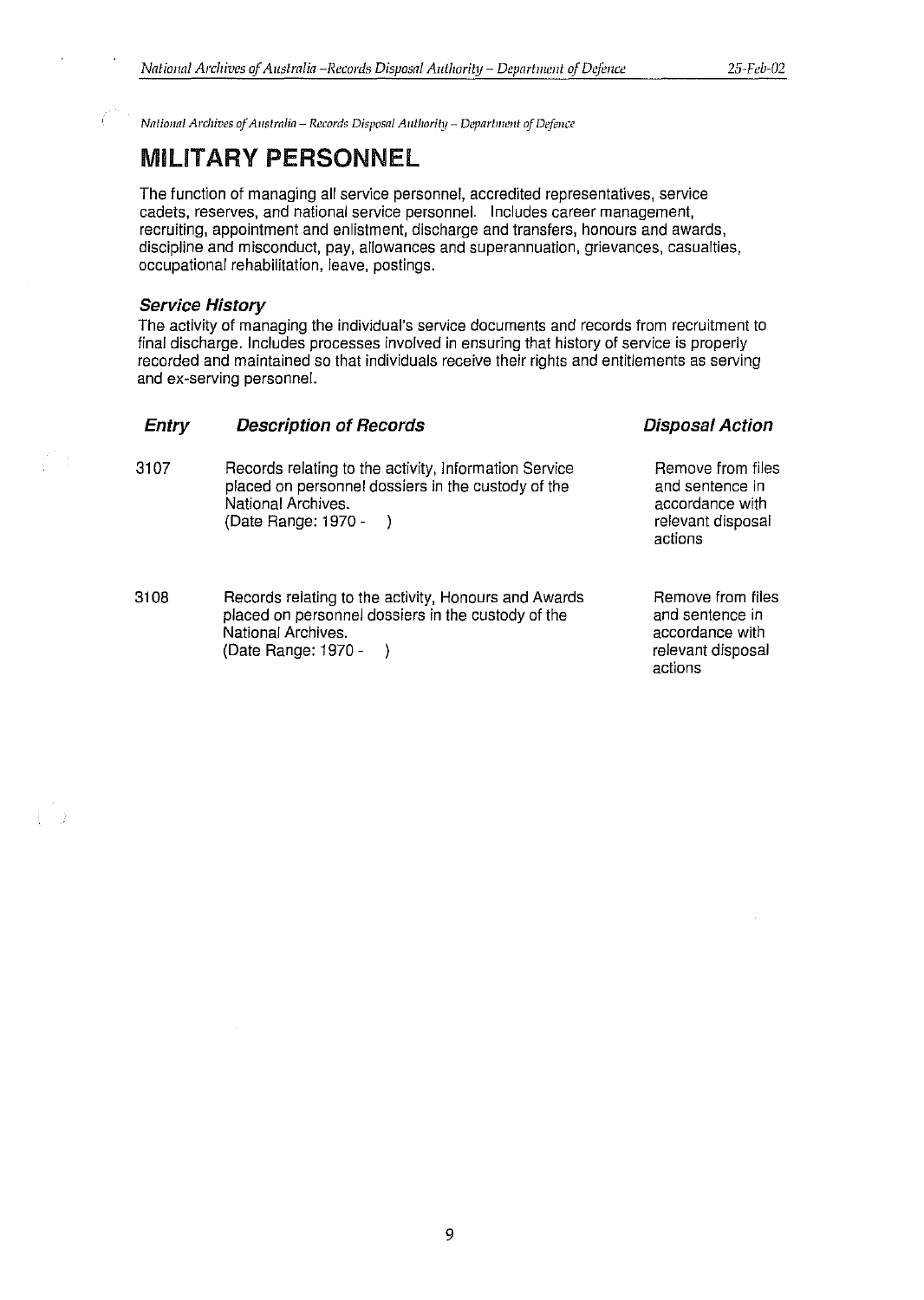# MILITARY PERSONNEL

The function of managing all service personnel, accredited representatives, service cadets, reserves, and national service personnel. Includes career management, recruiting, appointment and enlistment, discharge and transfers, honours and awards, discipline and misconduct, pay, allowances and superannuation, grievances, casualties, occupational rehabilitation, leave, postings.

### *Service History*

The activity of managing the individual's service documents and records from recruitment to final discharge. Includes processes involved in ensuring that history of service is properly recorded and maintained so that individuals receive their rights and entitlements as serving and ex-serving personnel.

| *Entry* | *Description of Records* | *Disposal Action* |
|---|---|---|
| 3107 | Records relating to the activity, Information Service placed on personnel dossiers in the custody of the National Archives. (Date Range: 1970 - ) | Remove from files and sentence in accordance with relevant disposal actions |
| 3108 | Records relating to the activity, Honours and Awards placed on personnel dossiers in the custody of the National Archives. (Date Range: 1970 - ) | Remove from files and sentence in accordance with relevant disposal actions |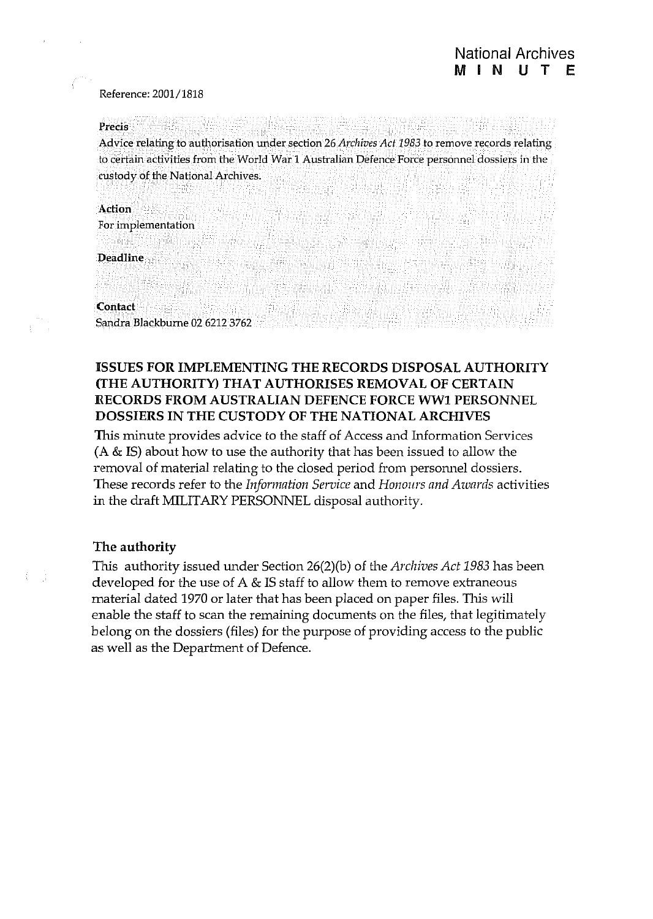National Archives
**M I N U T E**

Reference: 2001/1818

**Precis**
Advice relating to authorisation under section 26 *Archives Act 1983* to remove records relating to certain activities from the World War 1 Australian Defence Force personnel dossiers in the custody of the National Archives.

**Action**
For implementation

**Deadline**

**Contact**
Sandra Blackburne 02 6212 3762

## ISSUES FOR IMPLEMENTING THE RECORDS DISPOSAL AUTHORITY (THE AUTHORITY) THAT AUTHORISES REMOVAL OF CERTAIN RECORDS FROM AUSTRALIAN DEFENCE FORCE WW1 PERSONNEL DOSSIERS IN THE CUSTODY OF THE NATIONAL ARCHIVES

This minute provides advice to the staff of Access and Information Services (A & IS) about how to use the authority that has been issued to allow the removal of material relating to the closed period from personnel dossiers. These records refer to the *Information Service* and *Honours and Awards* activities in the draft MILITARY PERSONNEL disposal authority.

### The authority

This authority issued under Section 26(2)(b) of the *Archives Act 1983* has been developed for the use of A & IS staff to allow them to remove extraneous material dated 1970 or later that has been placed on paper files. This will enable the staff to scan the remaining documents on the files, that legitimately belong on the dossiers (files) for the purpose of providing access to the public as well as the Department of Defence.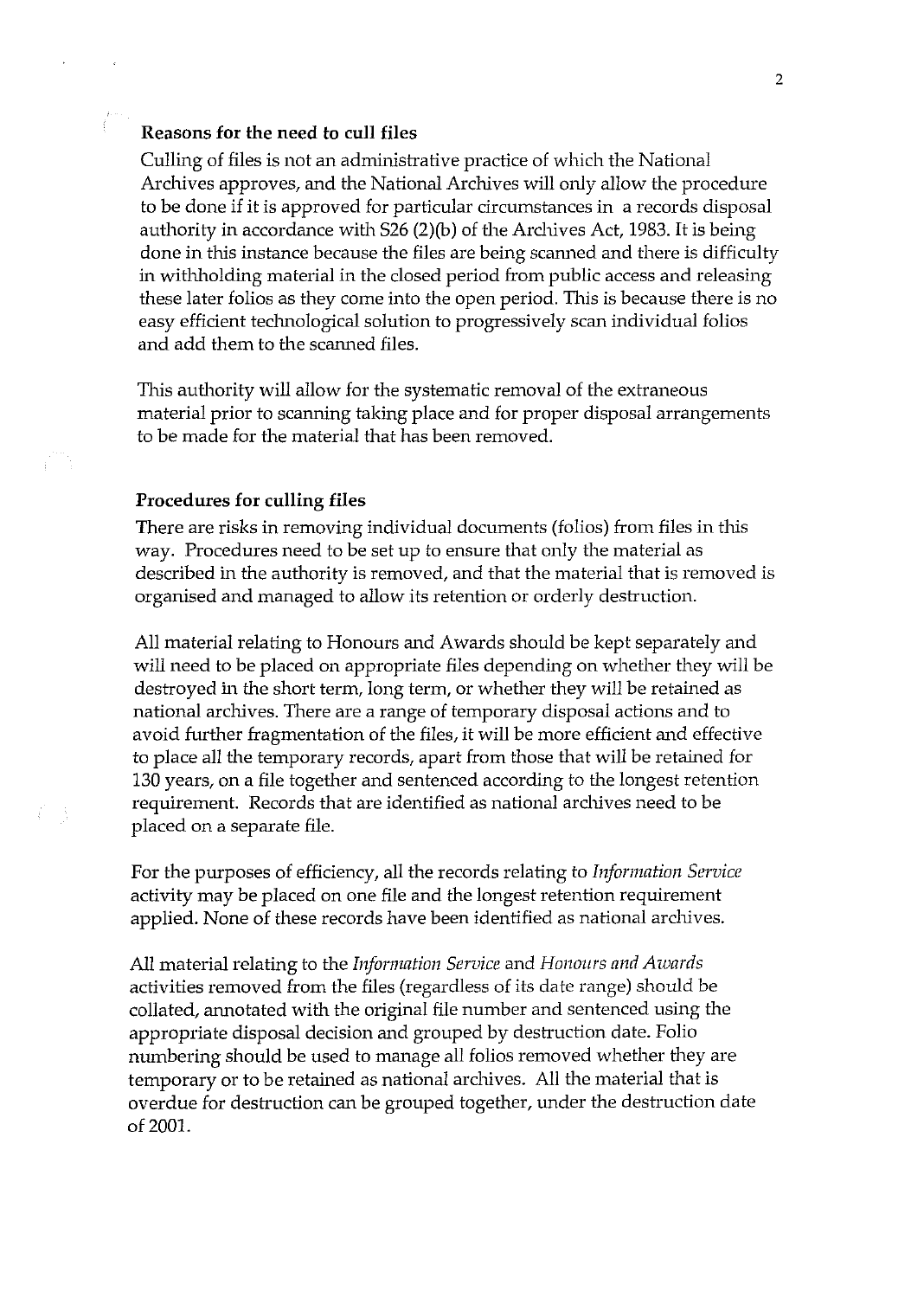**Reasons for the need to cull files**

Culling of files is not an administrative practice of which the National Archives approves, and the National Archives will only allow the procedure to be done if it is approved for particular circumstances in a records disposal authority in accordance with S26 (2)(b) of the Archives Act, 1983. It is being done in this instance because the files are being scanned and there is difficulty in withholding material in the closed period from public access and releasing these later folios as they come into the open period. This is because there is no easy efficient technological solution to progressively scan individual folios and add them to the scanned files.

This authority will allow for the systematic removal of the extraneous material prior to scanning taking place and for proper disposal arrangements to be made for the material that has been removed.

**Procedures for culling files**

There are risks in removing individual documents (folios) from files in this way. Procedures need to be set up to ensure that only the material as described in the authority is removed, and that the material that is removed is organised and managed to allow its retention or orderly destruction.

All material relating to Honours and Awards should be kept separately and will need to be placed on appropriate files depending on whether they will be destroyed in the short term, long term, or whether they will be retained as national archives. There are a range of temporary disposal actions and to avoid further fragmentation of the files, it will be more efficient and effective to place all the temporary records, apart from those that will be retained for 130 years, on a file together and sentenced according to the longest retention requirement. Records that are identified as national archives need to be placed on a separate file.

For the purposes of efficiency, all the records relating to *Information Service* activity may be placed on one file and the longest retention requirement applied. None of these records have been identified as national archives.

All material relating to the *Information Service* and *Honours and Awards* activities removed from the files (regardless of its date range) should be collated, annotated with the original file number and sentenced using the appropriate disposal decision and grouped by destruction date. Folio numbering should be used to manage all folios removed whether they are temporary or to be retained as national archives. All the material that is overdue for destruction can be grouped together, under the destruction date of 2001.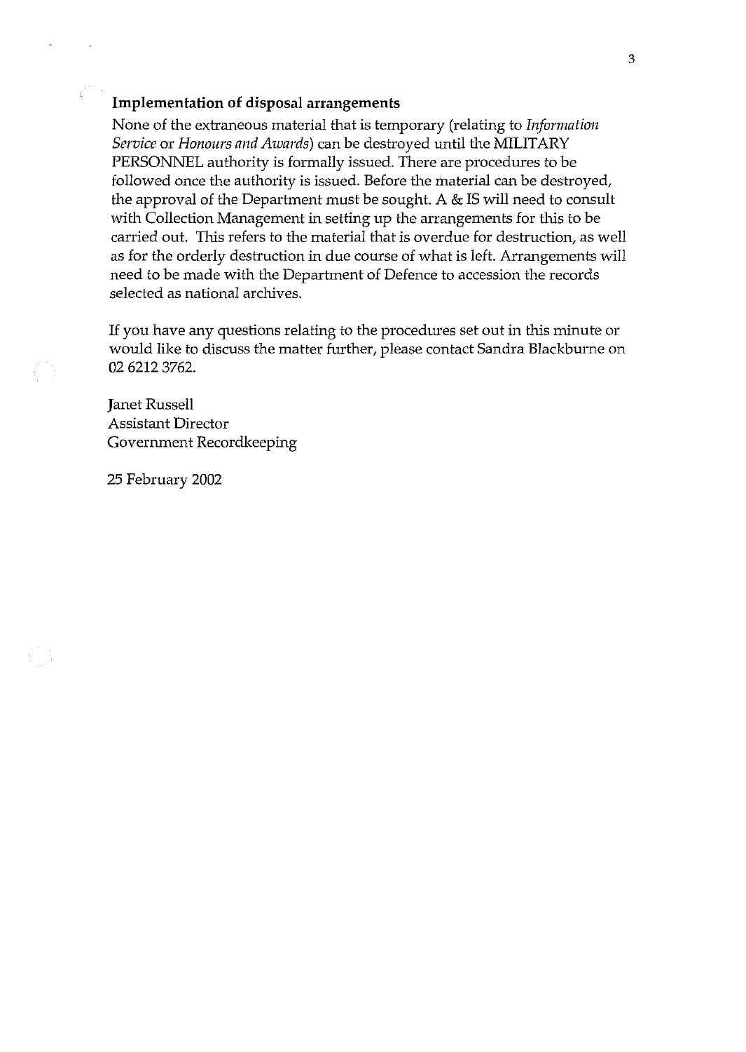**Implementation of disposal arrangements**

None of the extraneous material that is temporary (relating to *Information Service* or *Honours and Awards*) can be destroyed until the MILITARY PERSONNEL authority is formally issued. There are procedures to be followed once the authority is issued. Before the material can be destroyed, the approval of the Department must be sought. A & IS will need to consult with Collection Management in setting up the arrangements for this to be carried out. This refers to the material that is overdue for destruction, as well as for the orderly destruction in due course of what is left. Arrangements will need to be made with the Department of Defence to accession the records selected as national archives.

If you have any questions relating to the procedures set out in this minute or would like to discuss the matter further, please contact Sandra Blackburne on 02 6212 3762.

Janet Russell
Assistant Director
Government Recordkeeping

25 February 2002